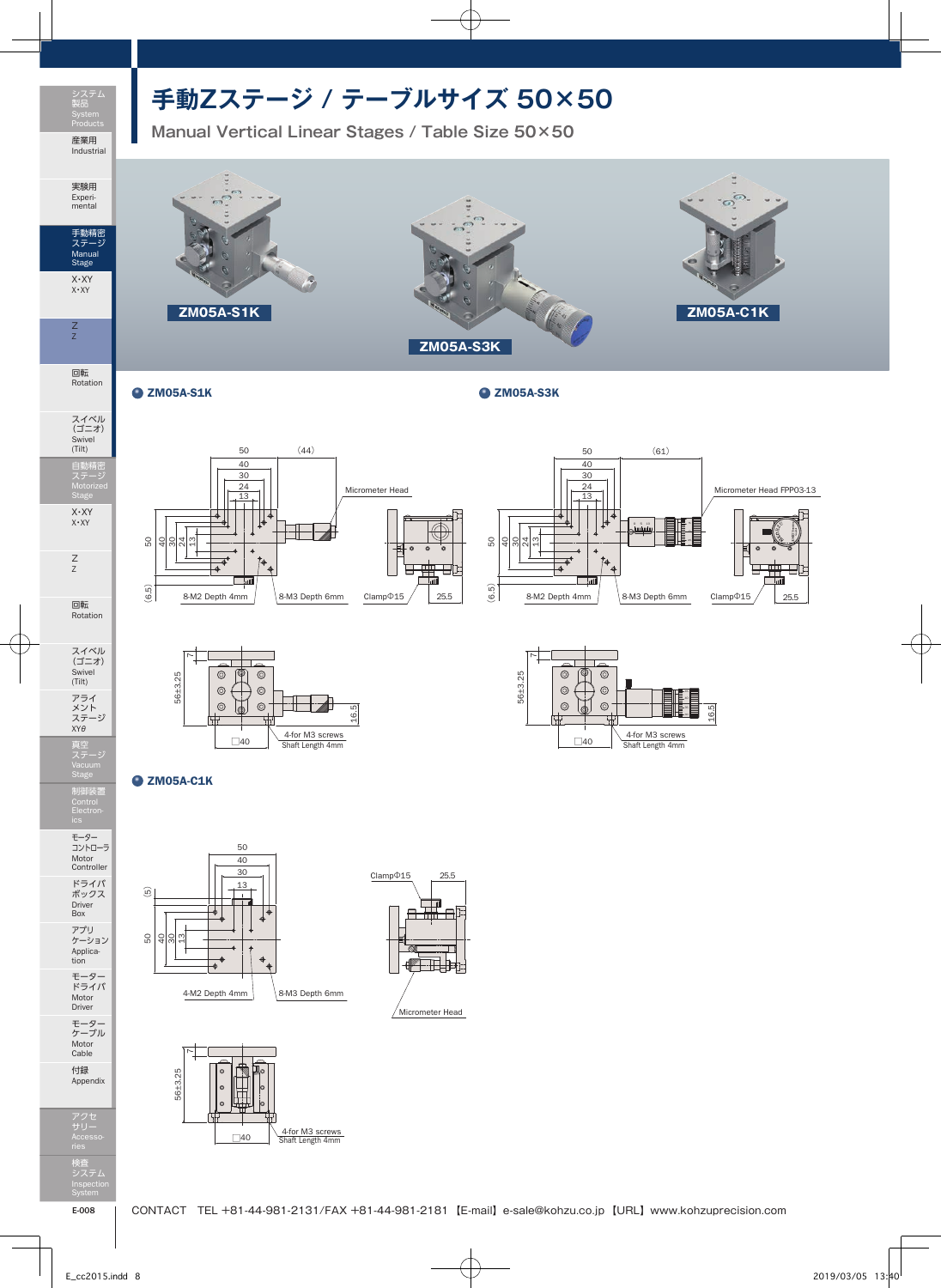# 手動Zステージ / テーブルサイズ 50×50

## Manual Vertical Linear Stages / Table Size 50×50

ZM05A-S1K

ZM05A-S3K

ZM05A-C1K

### ZM05A-S1K

50 (44) 40 30 24 13

Micrometer Head

50 40 30 24 13 (6.5)

8-M2 Depth 4mm

8-M3 Depth 6mm

ClampΦ15 25.5

7

56±3.25

16.5

□40

4-for M3 screws
Shaft Length 4mm

### ZM05A-S3K

50 (61) 40 30 24 13

Micrometer Head FPP03-13

50 40 30 24 13 (6.5)

8-M2 Depth 4mm

8-M3 Depth 6mm

ClampΦ15 25.5

7

56±3.25

16.5

□40

4-for M3 screws
Shaft Length 4mm

### ZM05A-C1K

50 40 30 13

(5)

50 40 30 13

4-M2 Depth 4mm

8-M3 Depth 6mm

ClampΦ15 25.5

Micrometer Head

7

56±3.25

□40

4-for M3 screws
Shaft Length 4mm

CONTACT　TEL +81-44-981-2131/FAX +81-44-981-2181 【E-mail】e-sale@kohzu.co.jp 【URL】www.kohzuprecision.com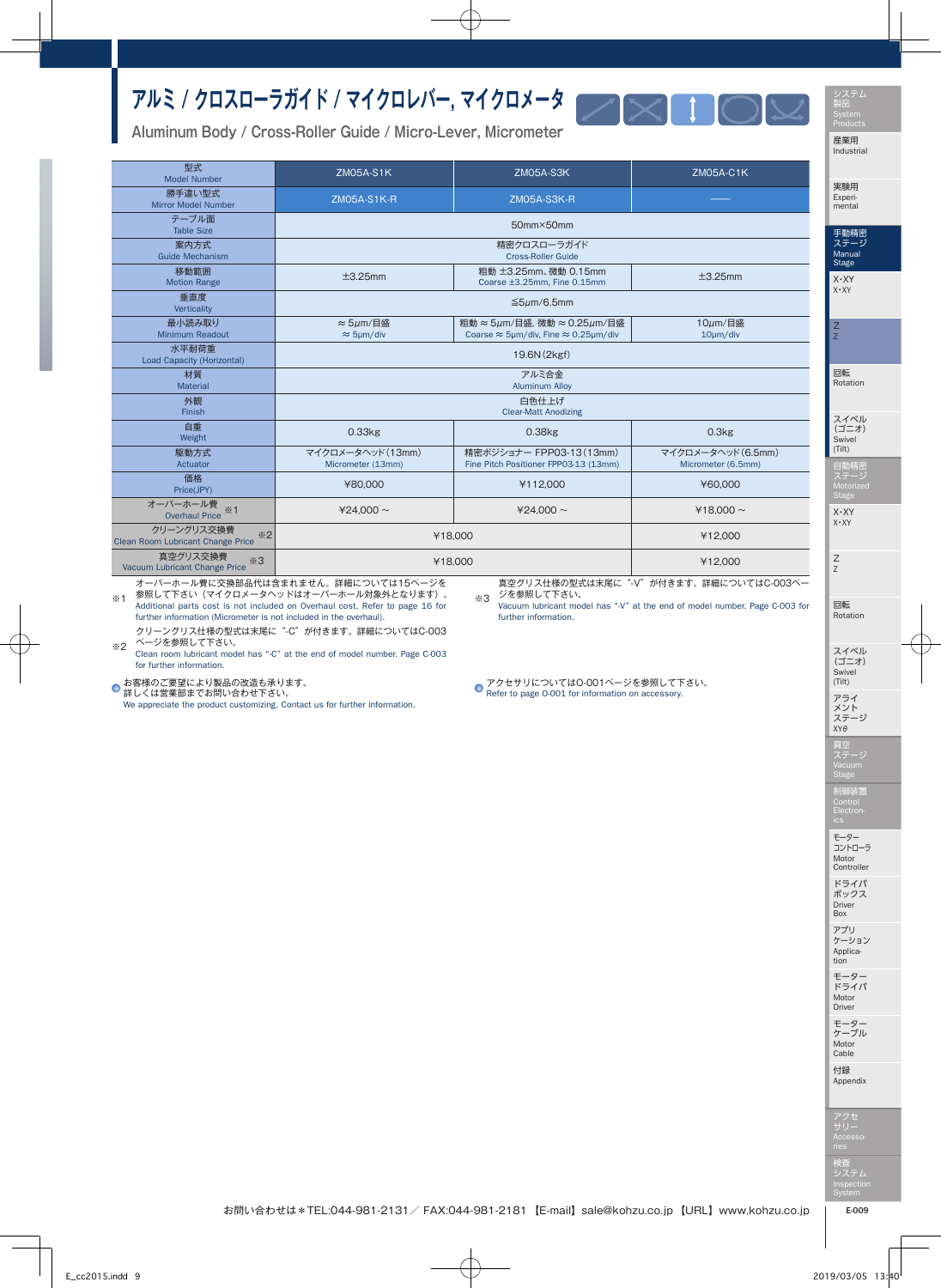# アルミ / クロスローラガイド / マイクロレバー, マイクロメータ

Aluminum Body / Cross-Roller Guide / Micro-Lever, Micrometer

| 型式 Model Number | ZM05A-S1K | ZM05A-S3K | ZM05A-C1K |
|---|---|---|---|
| 勝手違い型式 Mirror Model Number | ZM05A-S1K-R | ZM05A-S3K-R | —— |
| テーブル面 Table Size | 50mm×50mm | | |
| 案内方式 Guide Mechanism | 精密クロスローラガイド Cross-Roller Guide | | |
| 移動範囲 Motion Range | ±3.25mm | 粗動 ±3.25mm、微動 0.15mm Coarse ±3.25mm, Fine 0.15mm | ±3.25mm |
| 垂直度 Verticality | ≦5μm/6.5mm | | |
| 最小読み取り Minimum Readout | ≈ 5μm/目盛 ≈ 5μm/div | 粗動 ≈ 5μm/目盛, 微動 ≈ 0.25μm/目盛 Coarse ≈ 5μm/div, Fine ≈ 0.25μm/div | 10μm/目盛 10μm/div |
| 水平耐荷重 Load Capacity (Horizontal) | 19.6N(2kgf) | | |
| 材質 Material | アルミ合金 Aluminum Alloy | | |
| 外観 Finish | 白色仕上げ Clear-Matt Anodizing | | |
| 自重 Weight | 0.33kg | 0.38kg | 0.3kg |
| 駆動方式 Actuator | マイクロメータヘッド(13mm) Micrometer (13mm) | 精密ポジショナー FPP03-13(13mm) Fine Pitch Positioner FPP03-13 (13mm) | マイクロメータヘッド(6.5mm) Micrometer (6.5mm) |
| 価格 Price(JPY) | ¥80,000 | ¥112,000 | ¥60,000 |
| オーバーホール費 Overhaul Price ※1 | ¥24,000 ~ | ¥24,000 ~ | ¥18,000 ~ |
| クリーングリス交換費 Clean Room Lubricant Change Price ※2 | ¥18,000 | | ¥12,000 |
| 真空グリス交換費 Vacuum Lubricant Change Price ※3 | ¥18,000 | | ¥12,000 |

※1 オーバーホール費に交換部品代は含まれません。詳細については15ページを参照して下さい（マイクロメータヘッドはオーバーホール対象外となります）。
Additional parts cost is not included on Overhaul cost. Refer to page 16 for further information (Micrometer is not included in the overhaul).

※2 クリーングリス仕様の型式は末尾に "-C" が付きます。詳細についてはC-003ページを参照して下さい。
Clean room lubricant model has "-C" at the end of model number. Page C-003 for further information.

※3 真空グリス仕様の型式は末尾に "-V" が付きます。詳細についてはC-003ページを参照して下さい。
Vacuum lubricant model has "-V" at the end of model number. Page C-003 for further information.

- お客様のご要望により製品の改造も承ります。詳しくは営業部までお問い合わせ下さい。
We appreciate the product customizing. Contact us for further information.

- アクセサリについてはO-001ページを参照して下さい。
Refer to page O-001 for information on accessory.